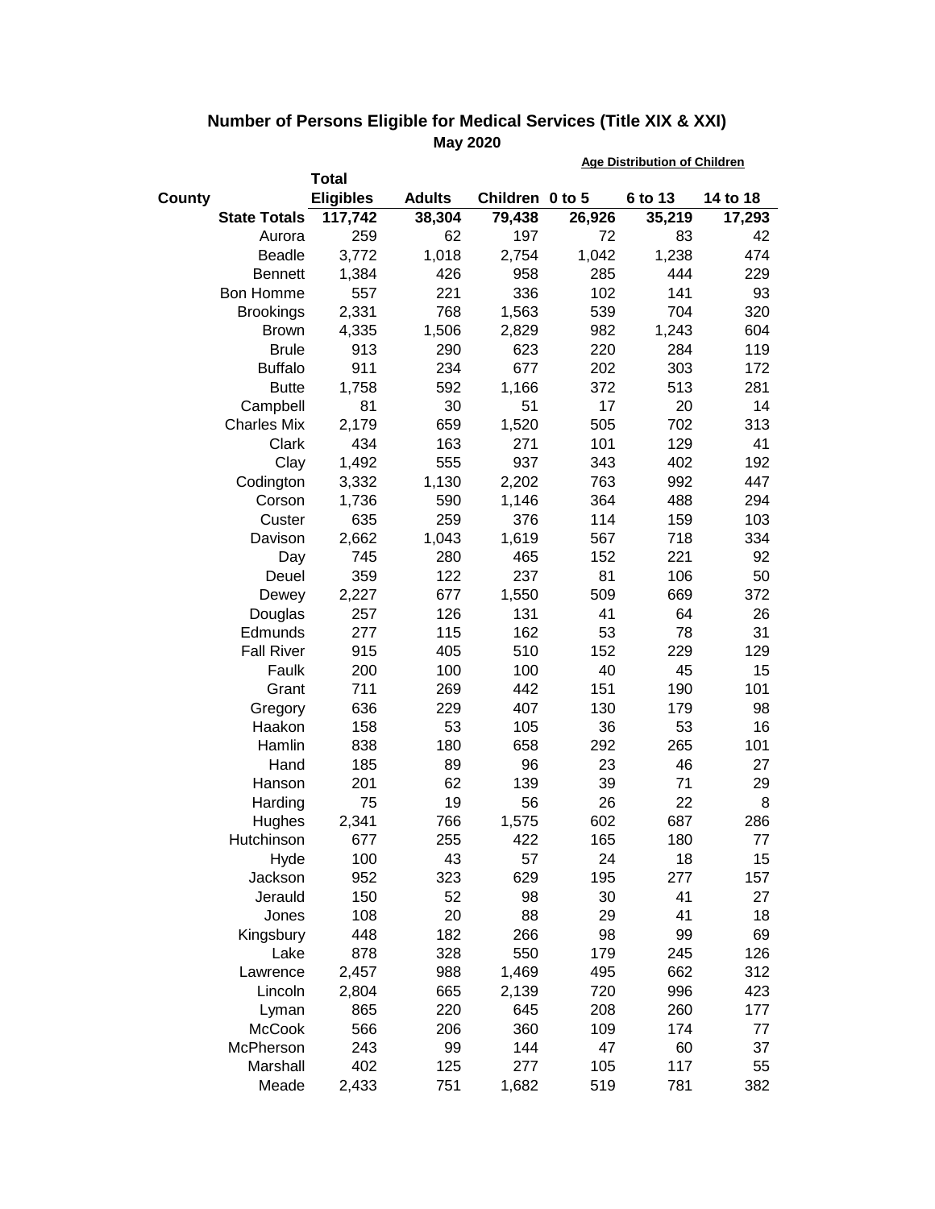## Number of Persons Eligible for Medical Services (Title XIX & XXI)

**May 2020**

| County | Total Eligibles | Adults | Children | 0 to 5 | 6 to 13 | 14 to 18 |
|---|---|---|---|---|---|---|
| | | | | Age Distribution of Children | | |
| **State Totals** | **117,742** | **38,304** | **79,438** | **26,926** | **35,219** | **17,293** |
| Aurora | 259 | 62 | 197 | 72 | 83 | 42 |
| Beadle | 3,772 | 1,018 | 2,754 | 1,042 | 1,238 | 474 |
| Bennett | 1,384 | 426 | 958 | 285 | 444 | 229 |
| Bon Homme | 557 | 221 | 336 | 102 | 141 | 93 |
| Brookings | 2,331 | 768 | 1,563 | 539 | 704 | 320 |
| Brown | 4,335 | 1,506 | 2,829 | 982 | 1,243 | 604 |
| Brule | 913 | 290 | 623 | 220 | 284 | 119 |
| Buffalo | 911 | 234 | 677 | 202 | 303 | 172 |
| Butte | 1,758 | 592 | 1,166 | 372 | 513 | 281 |
| Campbell | 81 | 30 | 51 | 17 | 20 | 14 |
| Charles Mix | 2,179 | 659 | 1,520 | 505 | 702 | 313 |
| Clark | 434 | 163 | 271 | 101 | 129 | 41 |
| Clay | 1,492 | 555 | 937 | 343 | 402 | 192 |
| Codington | 3,332 | 1,130 | 2,202 | 763 | 992 | 447 |
| Corson | 1,736 | 590 | 1,146 | 364 | 488 | 294 |
| Custer | 635 | 259 | 376 | 114 | 159 | 103 |
| Davison | 2,662 | 1,043 | 1,619 | 567 | 718 | 334 |
| Day | 745 | 280 | 465 | 152 | 221 | 92 |
| Deuel | 359 | 122 | 237 | 81 | 106 | 50 |
| Dewey | 2,227 | 677 | 1,550 | 509 | 669 | 372 |
| Douglas | 257 | 126 | 131 | 41 | 64 | 26 |
| Edmunds | 277 | 115 | 162 | 53 | 78 | 31 |
| Fall River | 915 | 405 | 510 | 152 | 229 | 129 |
| Faulk | 200 | 100 | 100 | 40 | 45 | 15 |
| Grant | 711 | 269 | 442 | 151 | 190 | 101 |
| Gregory | 636 | 229 | 407 | 130 | 179 | 98 |
| Haakon | 158 | 53 | 105 | 36 | 53 | 16 |
| Hamlin | 838 | 180 | 658 | 292 | 265 | 101 |
| Hand | 185 | 89 | 96 | 23 | 46 | 27 |
| Hanson | 201 | 62 | 139 | 39 | 71 | 29 |
| Harding | 75 | 19 | 56 | 26 | 22 | 8 |
| Hughes | 2,341 | 766 | 1,575 | 602 | 687 | 286 |
| Hutchinson | 677 | 255 | 422 | 165 | 180 | 77 |
| Hyde | 100 | 43 | 57 | 24 | 18 | 15 |
| Jackson | 952 | 323 | 629 | 195 | 277 | 157 |
| Jerauld | 150 | 52 | 98 | 30 | 41 | 27 |
| Jones | 108 | 20 | 88 | 29 | 41 | 18 |
| Kingsbury | 448 | 182 | 266 | 98 | 99 | 69 |
| Lake | 878 | 328 | 550 | 179 | 245 | 126 |
| Lawrence | 2,457 | 988 | 1,469 | 495 | 662 | 312 |
| Lincoln | 2,804 | 665 | 2,139 | 720 | 996 | 423 |
| Lyman | 865 | 220 | 645 | 208 | 260 | 177 |
| McCook | 566 | 206 | 360 | 109 | 174 | 77 |
| McPherson | 243 | 99 | 144 | 47 | 60 | 37 |
| Marshall | 402 | 125 | 277 | 105 | 117 | 55 |
| Meade | 2,433 | 751 | 1,682 | 519 | 781 | 382 |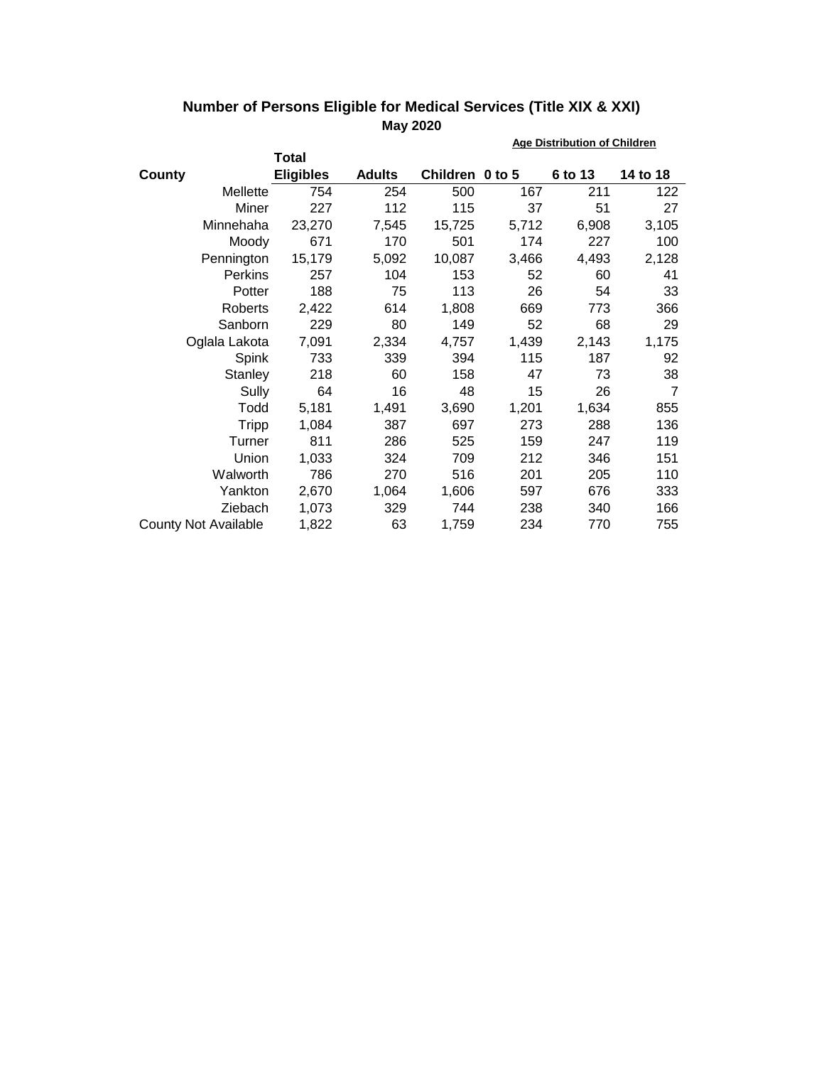**Number of Persons Eligible for Medical Services (Title XIX & XXI)**

**May 2020**

| County | Total Eligibles | Adults | Children | Age Distribution of Children: 0 to 5 | 6 to 13 | 14 to 18 |
|---|---|---|---|---|---|---|
| Mellette | 754 | 254 | 500 | 167 | 211 | 122 |
| Miner | 227 | 112 | 115 | 37 | 51 | 27 |
| Minnehaha | 23,270 | 7,545 | 15,725 | 5,712 | 6,908 | 3,105 |
| Moody | 671 | 170 | 501 | 174 | 227 | 100 |
| Pennington | 15,179 | 5,092 | 10,087 | 3,466 | 4,493 | 2,128 |
| Perkins | 257 | 104 | 153 | 52 | 60 | 41 |
| Potter | 188 | 75 | 113 | 26 | 54 | 33 |
| Roberts | 2,422 | 614 | 1,808 | 669 | 773 | 366 |
| Sanborn | 229 | 80 | 149 | 52 | 68 | 29 |
| Oglala Lakota | 7,091 | 2,334 | 4,757 | 1,439 | 2,143 | 1,175 |
| Spink | 733 | 339 | 394 | 115 | 187 | 92 |
| Stanley | 218 | 60 | 158 | 47 | 73 | 38 |
| Sully | 64 | 16 | 48 | 15 | 26 | 7 |
| Todd | 5,181 | 1,491 | 3,690 | 1,201 | 1,634 | 855 |
| Tripp | 1,084 | 387 | 697 | 273 | 288 | 136 |
| Turner | 811 | 286 | 525 | 159 | 247 | 119 |
| Union | 1,033 | 324 | 709 | 212 | 346 | 151 |
| Walworth | 786 | 270 | 516 | 201 | 205 | 110 |
| Yankton | 2,670 | 1,064 | 1,606 | 597 | 676 | 333 |
| Ziebach | 1,073 | 329 | 744 | 238 | 340 | 166 |
| County Not Available | 1,822 | 63 | 1,759 | 234 | 770 | 755 |